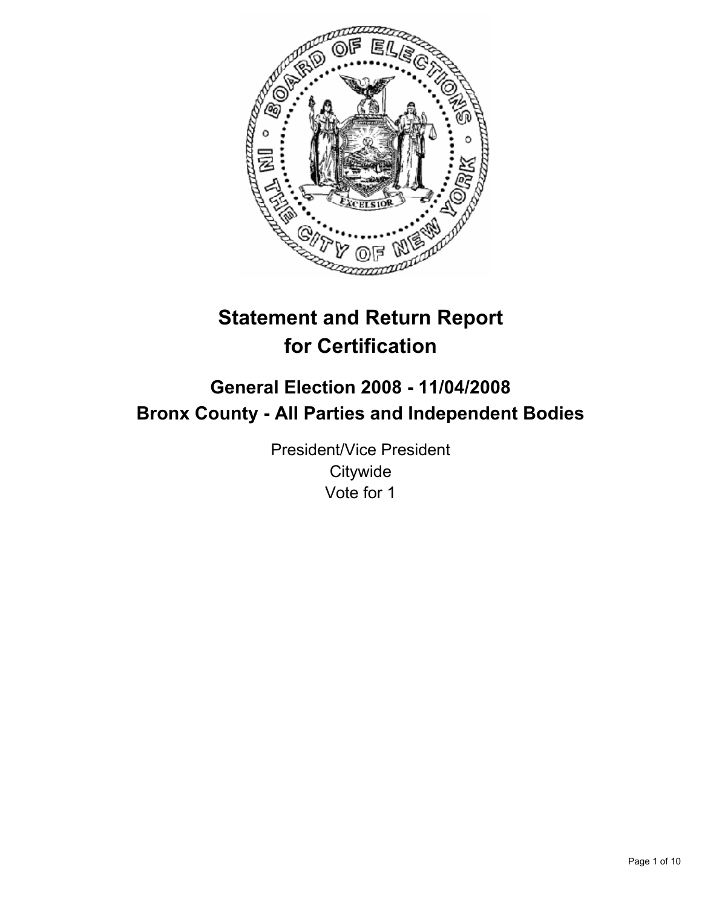# Statement and Return Report for Certification

## General Election 2008 - 11/04/2008
## Bronx County - All Parties and Independent Bodies

President/Vice President
Citywide
Vote for 1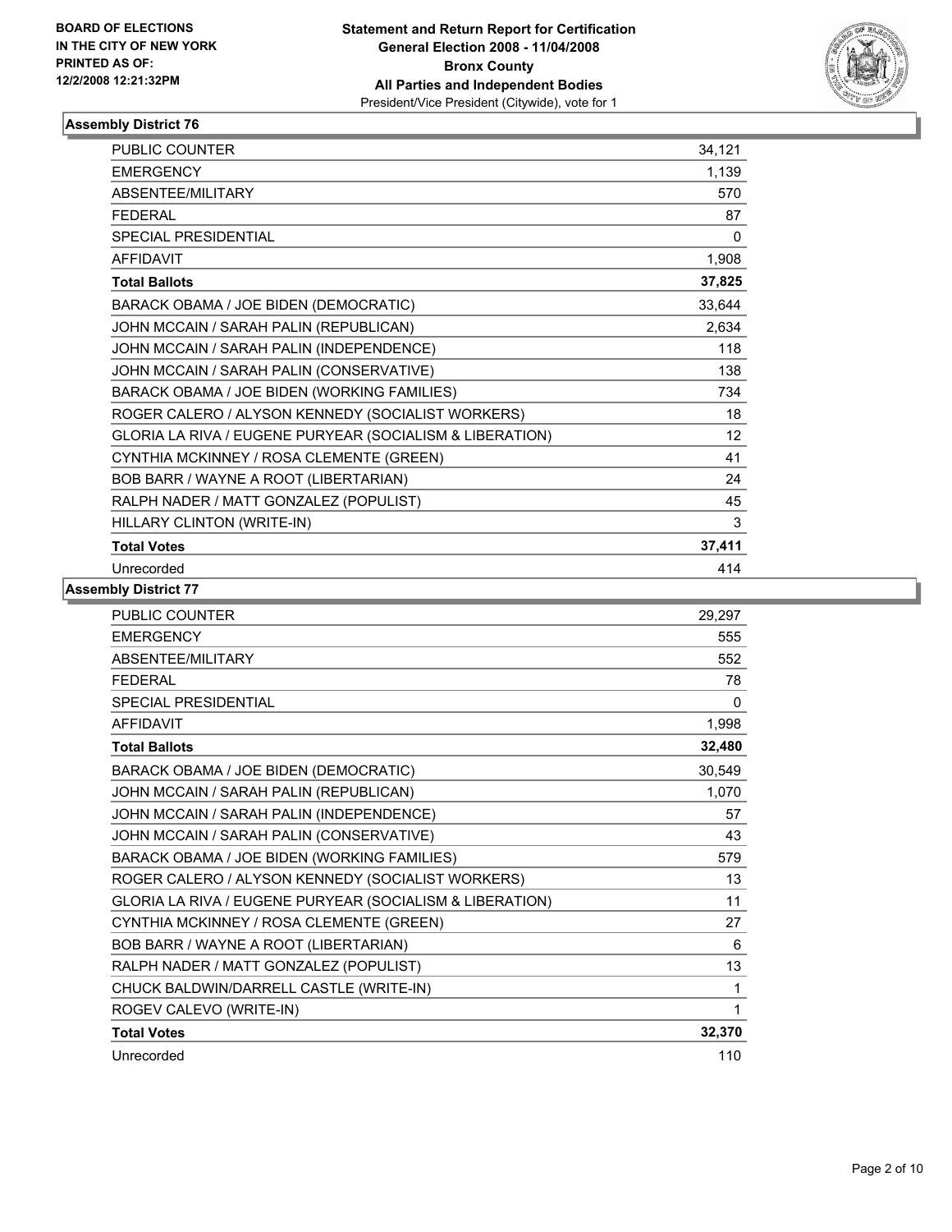BOARD OF ELECTIONS
IN THE CITY OF NEW YORK
PRINTED AS OF:
12/2/2008 12:21:32PM

**Statement and Return Report for Certification**
**General Election 2008 - 11/04/2008**
**Bronx County**
**All Parties and Independent Bodies**
President/Vice President (Citywide), vote for 1

### Assembly District 76

| | |
|---|---|
| PUBLIC COUNTER | 34,121 |
| EMERGENCY | 1,139 |
| ABSENTEE/MILITARY | 570 |
| FEDERAL | 87 |
| SPECIAL PRESIDENTIAL | 0 |
| AFFIDAVIT | 1,908 |
| **Total Ballots** | **37,825** |
| BARACK OBAMA / JOE BIDEN (DEMOCRATIC) | 33,644 |
| JOHN MCCAIN / SARAH PALIN (REPUBLICAN) | 2,634 |
| JOHN MCCAIN / SARAH PALIN (INDEPENDENCE) | 118 |
| JOHN MCCAIN / SARAH PALIN (CONSERVATIVE) | 138 |
| BARACK OBAMA / JOE BIDEN (WORKING FAMILIES) | 734 |
| ROGER CALERO / ALYSON KENNEDY (SOCIALIST WORKERS) | 18 |
| GLORIA LA RIVA / EUGENE PURYEAR (SOCIALISM & LIBERATION) | 12 |
| CYNTHIA MCKINNEY / ROSA CLEMENTE (GREEN) | 41 |
| BOB BARR / WAYNE A ROOT (LIBERTARIAN) | 24 |
| RALPH NADER / MATT GONZALEZ (POPULIST) | 45 |
| HILLARY CLINTON (WRITE-IN) | 3 |
| **Total Votes** | **37,411** |
| Unrecorded | 414 |

### Assembly District 77

| | |
|---|---|
| PUBLIC COUNTER | 29,297 |
| EMERGENCY | 555 |
| ABSENTEE/MILITARY | 552 |
| FEDERAL | 78 |
| SPECIAL PRESIDENTIAL | 0 |
| AFFIDAVIT | 1,998 |
| **Total Ballots** | **32,480** |
| BARACK OBAMA / JOE BIDEN (DEMOCRATIC) | 30,549 |
| JOHN MCCAIN / SARAH PALIN (REPUBLICAN) | 1,070 |
| JOHN MCCAIN / SARAH PALIN (INDEPENDENCE) | 57 |
| JOHN MCCAIN / SARAH PALIN (CONSERVATIVE) | 43 |
| BARACK OBAMA / JOE BIDEN (WORKING FAMILIES) | 579 |
| ROGER CALERO / ALYSON KENNEDY (SOCIALIST WORKERS) | 13 |
| GLORIA LA RIVA / EUGENE PURYEAR (SOCIALISM & LIBERATION) | 11 |
| CYNTHIA MCKINNEY / ROSA CLEMENTE (GREEN) | 27 |
| BOB BARR / WAYNE A ROOT (LIBERTARIAN) | 6 |
| RALPH NADER / MATT GONZALEZ (POPULIST) | 13 |
| CHUCK BALDWIN/DARRELL CASTLE (WRITE-IN) | 1 |
| ROGEV CALEVO (WRITE-IN) | 1 |
| **Total Votes** | **32,370** |
| Unrecorded | 110 |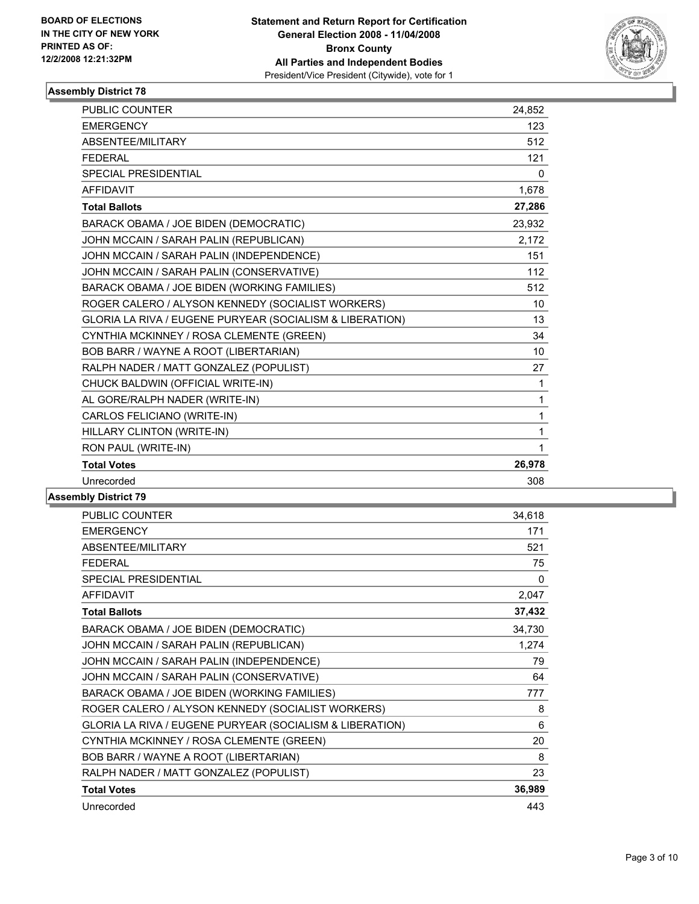BOARD OF ELECTIONS
IN THE CITY OF NEW YORK
PRINTED AS OF:
12/2/2008 12:21:32PM

**Statement and Return Report for Certification**
**General Election 2008 - 11/04/2008**
**Bronx County**
**All Parties and Independent Bodies**
President/Vice President (Citywide), vote for 1

### Assembly District 78

| | |
|---|---|
| PUBLIC COUNTER | 24,852 |
| EMERGENCY | 123 |
| ABSENTEE/MILITARY | 512 |
| FEDERAL | 121 |
| SPECIAL PRESIDENTIAL | 0 |
| AFFIDAVIT | 1,678 |
| **Total Ballots** | **27,286** |
| BARACK OBAMA / JOE BIDEN (DEMOCRATIC) | 23,932 |
| JOHN MCCAIN / SARAH PALIN (REPUBLICAN) | 2,172 |
| JOHN MCCAIN / SARAH PALIN (INDEPENDENCE) | 151 |
| JOHN MCCAIN / SARAH PALIN (CONSERVATIVE) | 112 |
| BARACK OBAMA / JOE BIDEN (WORKING FAMILIES) | 512 |
| ROGER CALERO / ALYSON KENNEDY (SOCIALIST WORKERS) | 10 |
| GLORIA LA RIVA / EUGENE PURYEAR (SOCIALISM & LIBERATION) | 13 |
| CYNTHIA MCKINNEY / ROSA CLEMENTE (GREEN) | 34 |
| BOB BARR / WAYNE A ROOT (LIBERTARIAN) | 10 |
| RALPH NADER / MATT GONZALEZ (POPULIST) | 27 |
| CHUCK BALDWIN (OFFICIAL WRITE-IN) | 1 |
| AL GORE/RALPH NADER (WRITE-IN) | 1 |
| CARLOS FELICIANO (WRITE-IN) | 1 |
| HILLARY CLINTON (WRITE-IN) | 1 |
| RON PAUL (WRITE-IN) | 1 |
| **Total Votes** | **26,978** |
| Unrecorded | 308 |

### Assembly District 79

| | |
|---|---|
| PUBLIC COUNTER | 34,618 |
| EMERGENCY | 171 |
| ABSENTEE/MILITARY | 521 |
| FEDERAL | 75 |
| SPECIAL PRESIDENTIAL | 0 |
| AFFIDAVIT | 2,047 |
| **Total Ballots** | **37,432** |
| BARACK OBAMA / JOE BIDEN (DEMOCRATIC) | 34,730 |
| JOHN MCCAIN / SARAH PALIN (REPUBLICAN) | 1,274 |
| JOHN MCCAIN / SARAH PALIN (INDEPENDENCE) | 79 |
| JOHN MCCAIN / SARAH PALIN (CONSERVATIVE) | 64 |
| BARACK OBAMA / JOE BIDEN (WORKING FAMILIES) | 777 |
| ROGER CALERO / ALYSON KENNEDY (SOCIALIST WORKERS) | 8 |
| GLORIA LA RIVA / EUGENE PURYEAR (SOCIALISM & LIBERATION) | 6 |
| CYNTHIA MCKINNEY / ROSA CLEMENTE (GREEN) | 20 |
| BOB BARR / WAYNE A ROOT (LIBERTARIAN) | 8 |
| RALPH NADER / MATT GONZALEZ (POPULIST) | 23 |
| **Total Votes** | **36,989** |
| Unrecorded | 443 |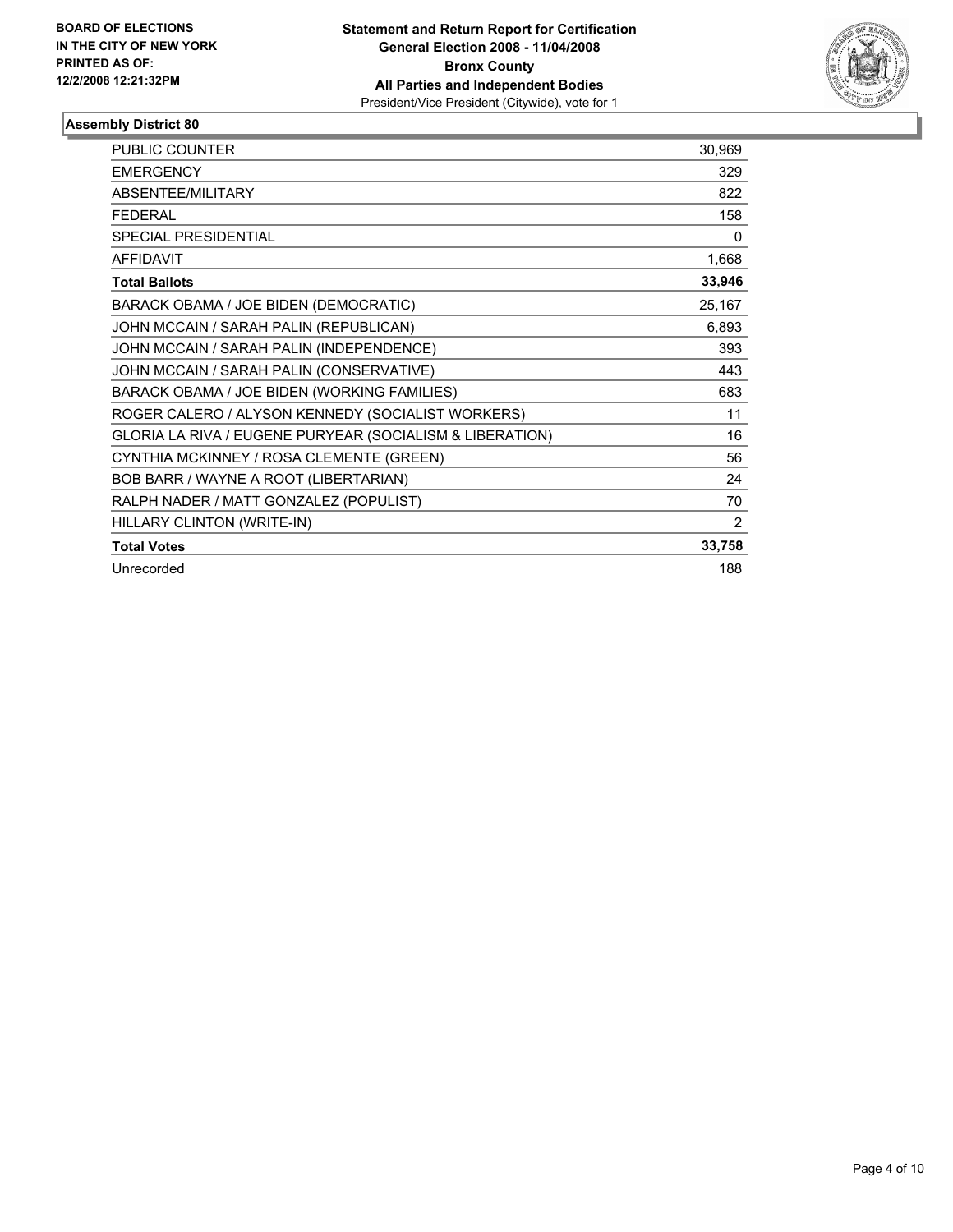**BOARD OF ELECTIONS IN THE CITY OF NEW YORK**
**PRINTED AS OF: 12/2/2008 12:21:32PM**

**Statement and Return Report for Certification**
**General Election 2008 - 11/04/2008**
**Bronx County**
**All Parties and Independent Bodies**
President/Vice President (Citywide), vote for 1

## Assembly District 80

| | |
|---|---|
| PUBLIC COUNTER | 30,969 |
| EMERGENCY | 329 |
| ABSENTEE/MILITARY | 822 |
| FEDERAL | 158 |
| SPECIAL PRESIDENTIAL | 0 |
| AFFIDAVIT | 1,668 |
| **Total Ballots** | **33,946** |
| BARACK OBAMA / JOE BIDEN (DEMOCRATIC) | 25,167 |
| JOHN MCCAIN / SARAH PALIN (REPUBLICAN) | 6,893 |
| JOHN MCCAIN / SARAH PALIN (INDEPENDENCE) | 393 |
| JOHN MCCAIN / SARAH PALIN (CONSERVATIVE) | 443 |
| BARACK OBAMA / JOE BIDEN (WORKING FAMILIES) | 683 |
| ROGER CALERO / ALYSON KENNEDY (SOCIALIST WORKERS) | 11 |
| GLORIA LA RIVA / EUGENE PURYEAR (SOCIALISM & LIBERATION) | 16 |
| CYNTHIA MCKINNEY / ROSA CLEMENTE (GREEN) | 56 |
| BOB BARR / WAYNE A ROOT (LIBERTARIAN) | 24 |
| RALPH NADER / MATT GONZALEZ (POPULIST) | 70 |
| HILLARY CLINTON (WRITE-IN) | 2 |
| **Total Votes** | **33,758** |
| Unrecorded | 188 |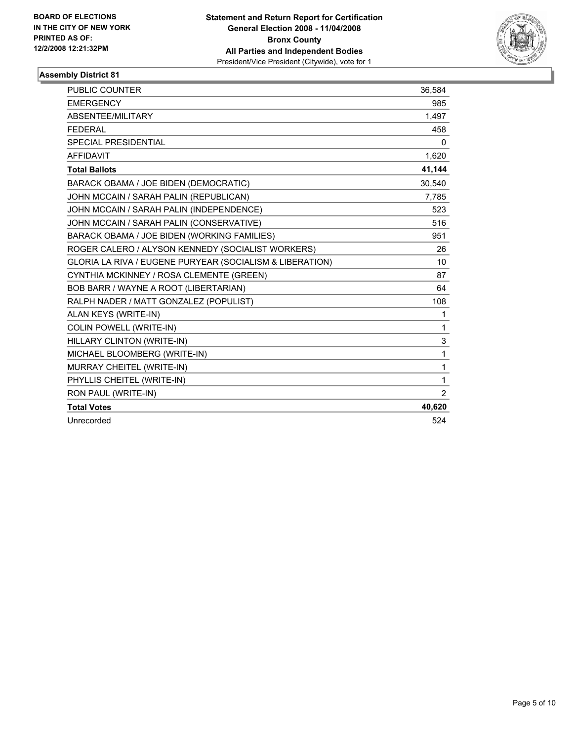**BOARD OF ELECTIONS IN THE CITY OF NEW YORK PRINTED AS OF: 12/2/2008 12:21:32PM**

**Statement and Return Report for Certification**
**General Election 2008 - 11/04/2008**
**Bronx County**
**All Parties and Independent Bodies**
President/Vice President (Citywide), vote for 1

## Assembly District 81

| | |
|---|---|
| PUBLIC COUNTER | 36,584 |
| EMERGENCY | 985 |
| ABSENTEE/MILITARY | 1,497 |
| FEDERAL | 458 |
| SPECIAL PRESIDENTIAL | 0 |
| AFFIDAVIT | 1,620 |
| **Total Ballots** | **41,144** |
| BARACK OBAMA / JOE BIDEN (DEMOCRATIC) | 30,540 |
| JOHN MCCAIN / SARAH PALIN (REPUBLICAN) | 7,785 |
| JOHN MCCAIN / SARAH PALIN (INDEPENDENCE) | 523 |
| JOHN MCCAIN / SARAH PALIN (CONSERVATIVE) | 516 |
| BARACK OBAMA / JOE BIDEN (WORKING FAMILIES) | 951 |
| ROGER CALERO / ALYSON KENNEDY (SOCIALIST WORKERS) | 26 |
| GLORIA LA RIVA / EUGENE PURYEAR (SOCIALISM & LIBERATION) | 10 |
| CYNTHIA MCKINNEY / ROSA CLEMENTE (GREEN) | 87 |
| BOB BARR / WAYNE A ROOT (LIBERTARIAN) | 64 |
| RALPH NADER / MATT GONZALEZ (POPULIST) | 108 |
| ALAN KEYS (WRITE-IN) | 1 |
| COLIN POWELL (WRITE-IN) | 1 |
| HILLARY CLINTON (WRITE-IN) | 3 |
| MICHAEL BLOOMBERG (WRITE-IN) | 1 |
| MURRAY CHEITEL (WRITE-IN) | 1 |
| PHYLLIS CHEITEL (WRITE-IN) | 1 |
| RON PAUL (WRITE-IN) | 2 |
| **Total Votes** | **40,620** |
| Unrecorded | 524 |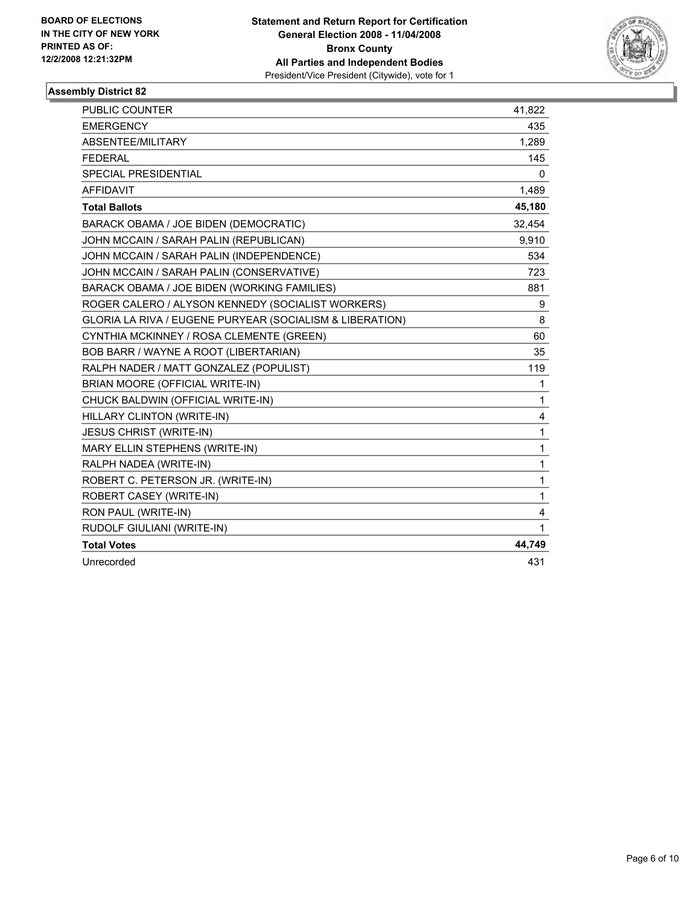**BOARD OF ELECTIONS IN THE CITY OF NEW YORK PRINTED AS OF: 12/2/2008 12:21:32PM**

**Statement and Return Report for Certification General Election 2008 - 11/04/2008 Bronx County All Parties and Independent Bodies**
President/Vice President (Citywide), vote for 1

**Assembly District 82**

| | |
|---|---|
| PUBLIC COUNTER | 41,822 |
| EMERGENCY | 435 |
| ABSENTEE/MILITARY | 1,289 |
| FEDERAL | 145 |
| SPECIAL PRESIDENTIAL | 0 |
| AFFIDAVIT | 1,489 |
| **Total Ballots** | **45,180** |
| BARACK OBAMA / JOE BIDEN (DEMOCRATIC) | 32,454 |
| JOHN MCCAIN / SARAH PALIN (REPUBLICAN) | 9,910 |
| JOHN MCCAIN / SARAH PALIN (INDEPENDENCE) | 534 |
| JOHN MCCAIN / SARAH PALIN (CONSERVATIVE) | 723 |
| BARACK OBAMA / JOE BIDEN (WORKING FAMILIES) | 881 |
| ROGER CALERO / ALYSON KENNEDY (SOCIALIST WORKERS) | 9 |
| GLORIA LA RIVA / EUGENE PURYEAR (SOCIALISM & LIBERATION) | 8 |
| CYNTHIA MCKINNEY / ROSA CLEMENTE (GREEN) | 60 |
| BOB BARR / WAYNE A ROOT (LIBERTARIAN) | 35 |
| RALPH NADER / MATT GONZALEZ (POPULIST) | 119 |
| BRIAN MOORE (OFFICIAL WRITE-IN) | 1 |
| CHUCK BALDWIN (OFFICIAL WRITE-IN) | 1 |
| HILLARY CLINTON (WRITE-IN) | 4 |
| JESUS CHRIST (WRITE-IN) | 1 |
| MARY ELLIN STEPHENS (WRITE-IN) | 1 |
| RALPH NADEA (WRITE-IN) | 1 |
| ROBERT C. PETERSON JR. (WRITE-IN) | 1 |
| ROBERT CASEY (WRITE-IN) | 1 |
| RON PAUL (WRITE-IN) | 4 |
| RUDOLF GIULIANI (WRITE-IN) | 1 |
| **Total Votes** | **44,749** |
| Unrecorded | 431 |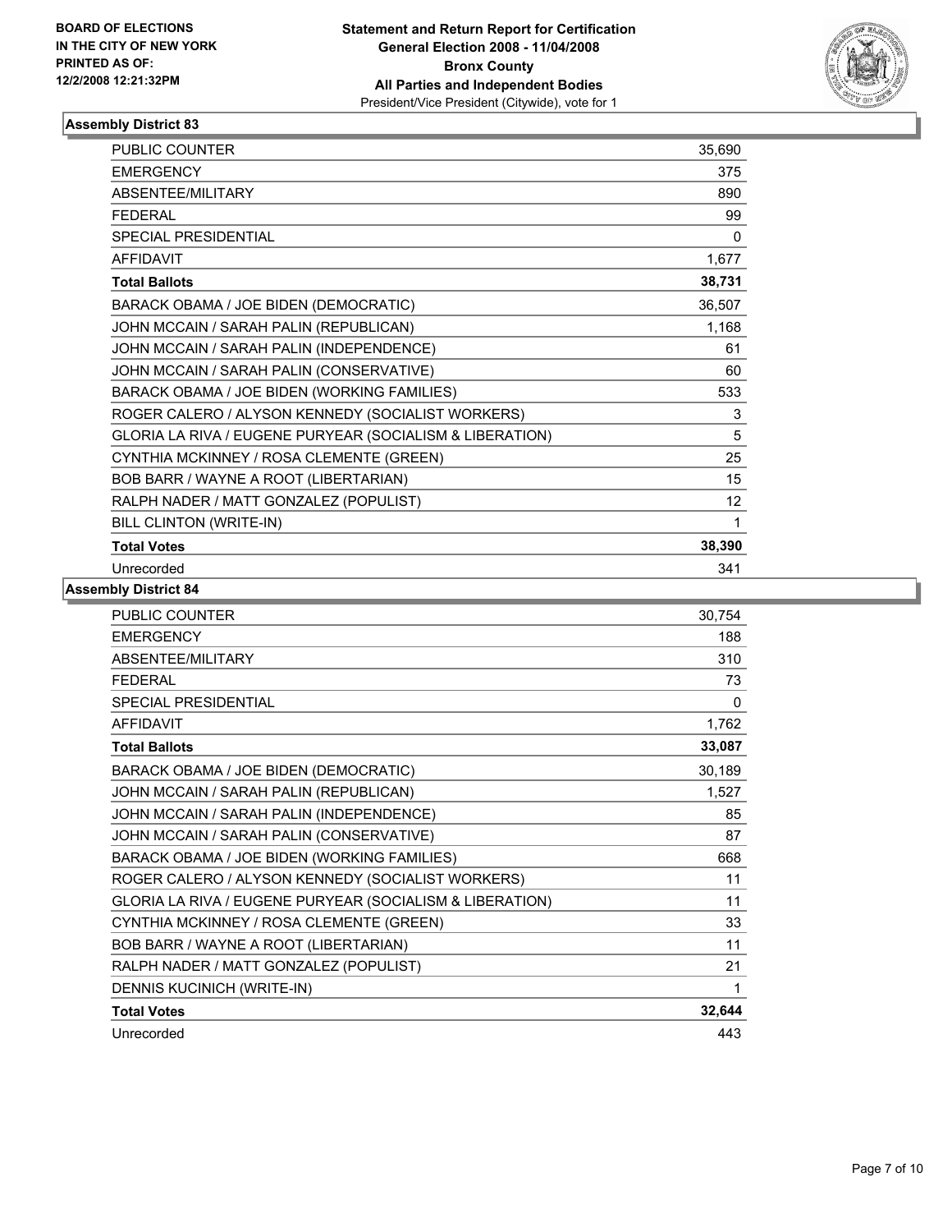**BOARD OF ELECTIONS IN THE CITY OF NEW YORK PRINTED AS OF: 12/2/2008 12:21:32PM**

**Statement and Return Report for Certification General Election 2008 - 11/04/2008 Bronx County All Parties and Independent Bodies**
President/Vice President (Citywide), vote for 1

## Assembly District 83

| | |
|---|---|
| PUBLIC COUNTER | 35,690 |
| EMERGENCY | 375 |
| ABSENTEE/MILITARY | 890 |
| FEDERAL | 99 |
| SPECIAL PRESIDENTIAL | 0 |
| AFFIDAVIT | 1,677 |
| **Total Ballots** | **38,731** |
| BARACK OBAMA / JOE BIDEN (DEMOCRATIC) | 36,507 |
| JOHN MCCAIN / SARAH PALIN (REPUBLICAN) | 1,168 |
| JOHN MCCAIN / SARAH PALIN (INDEPENDENCE) | 61 |
| JOHN MCCAIN / SARAH PALIN (CONSERVATIVE) | 60 |
| BARACK OBAMA / JOE BIDEN (WORKING FAMILIES) | 533 |
| ROGER CALERO / ALYSON KENNEDY (SOCIALIST WORKERS) | 3 |
| GLORIA LA RIVA / EUGENE PURYEAR (SOCIALISM & LIBERATION) | 5 |
| CYNTHIA MCKINNEY / ROSA CLEMENTE (GREEN) | 25 |
| BOB BARR / WAYNE A ROOT (LIBERTARIAN) | 15 |
| RALPH NADER / MATT GONZALEZ (POPULIST) | 12 |
| BILL CLINTON (WRITE-IN) | 1 |
| **Total Votes** | **38,390** |
| Unrecorded | 341 |

## Assembly District 84

| | |
|---|---|
| PUBLIC COUNTER | 30,754 |
| EMERGENCY | 188 |
| ABSENTEE/MILITARY | 310 |
| FEDERAL | 73 |
| SPECIAL PRESIDENTIAL | 0 |
| AFFIDAVIT | 1,762 |
| **Total Ballots** | **33,087** |
| BARACK OBAMA / JOE BIDEN (DEMOCRATIC) | 30,189 |
| JOHN MCCAIN / SARAH PALIN (REPUBLICAN) | 1,527 |
| JOHN MCCAIN / SARAH PALIN (INDEPENDENCE) | 85 |
| JOHN MCCAIN / SARAH PALIN (CONSERVATIVE) | 87 |
| BARACK OBAMA / JOE BIDEN (WORKING FAMILIES) | 668 |
| ROGER CALERO / ALYSON KENNEDY (SOCIALIST WORKERS) | 11 |
| GLORIA LA RIVA / EUGENE PURYEAR (SOCIALISM & LIBERATION) | 11 |
| CYNTHIA MCKINNEY / ROSA CLEMENTE (GREEN) | 33 |
| BOB BARR / WAYNE A ROOT (LIBERTARIAN) | 11 |
| RALPH NADER / MATT GONZALEZ (POPULIST) | 21 |
| DENNIS KUCINICH (WRITE-IN) | 1 |
| **Total Votes** | **32,644** |
| Unrecorded | 443 |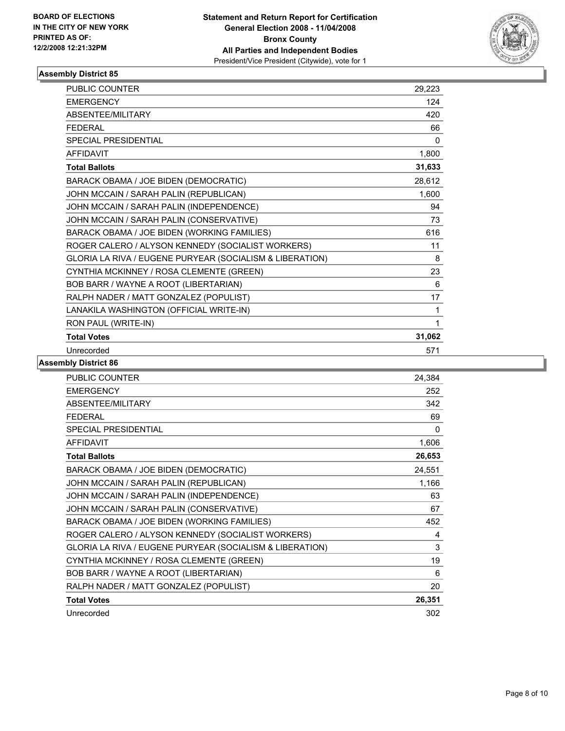**BOARD OF ELECTIONS IN THE CITY OF NEW YORK PRINTED AS OF: 12/2/2008 12:21:32PM**

**Statement and Return Report for Certification General Election 2008 - 11/04/2008 Bronx County All Parties and Independent Bodies**
President/Vice President (Citywide), vote for 1

## Assembly District 85

| | |
|---|---|
| PUBLIC COUNTER | 29,223 |
| EMERGENCY | 124 |
| ABSENTEE/MILITARY | 420 |
| FEDERAL | 66 |
| SPECIAL PRESIDENTIAL | 0 |
| AFFIDAVIT | 1,800 |
| **Total Ballots** | **31,633** |
| BARACK OBAMA / JOE BIDEN (DEMOCRATIC) | 28,612 |
| JOHN MCCAIN / SARAH PALIN (REPUBLICAN) | 1,600 |
| JOHN MCCAIN / SARAH PALIN (INDEPENDENCE) | 94 |
| JOHN MCCAIN / SARAH PALIN (CONSERVATIVE) | 73 |
| BARACK OBAMA / JOE BIDEN (WORKING FAMILIES) | 616 |
| ROGER CALERO / ALYSON KENNEDY (SOCIALIST WORKERS) | 11 |
| GLORIA LA RIVA / EUGENE PURYEAR (SOCIALISM & LIBERATION) | 8 |
| CYNTHIA MCKINNEY / ROSA CLEMENTE (GREEN) | 23 |
| BOB BARR / WAYNE A ROOT (LIBERTARIAN) | 6 |
| RALPH NADER / MATT GONZALEZ (POPULIST) | 17 |
| LANAKILA WASHINGTON (OFFICIAL WRITE-IN) | 1 |
| RON PAUL (WRITE-IN) | 1 |
| **Total Votes** | **31,062** |
| Unrecorded | 571 |

## Assembly District 86

| | |
|---|---|
| PUBLIC COUNTER | 24,384 |
| EMERGENCY | 252 |
| ABSENTEE/MILITARY | 342 |
| FEDERAL | 69 |
| SPECIAL PRESIDENTIAL | 0 |
| AFFIDAVIT | 1,606 |
| **Total Ballots** | **26,653** |
| BARACK OBAMA / JOE BIDEN (DEMOCRATIC) | 24,551 |
| JOHN MCCAIN / SARAH PALIN (REPUBLICAN) | 1,166 |
| JOHN MCCAIN / SARAH PALIN (INDEPENDENCE) | 63 |
| JOHN MCCAIN / SARAH PALIN (CONSERVATIVE) | 67 |
| BARACK OBAMA / JOE BIDEN (WORKING FAMILIES) | 452 |
| ROGER CALERO / ALYSON KENNEDY (SOCIALIST WORKERS) | 4 |
| GLORIA LA RIVA / EUGENE PURYEAR (SOCIALISM & LIBERATION) | 3 |
| CYNTHIA MCKINNEY / ROSA CLEMENTE (GREEN) | 19 |
| BOB BARR / WAYNE A ROOT (LIBERTARIAN) | 6 |
| RALPH NADER / MATT GONZALEZ (POPULIST) | 20 |
| **Total Votes** | **26,351** |
| Unrecorded | 302 |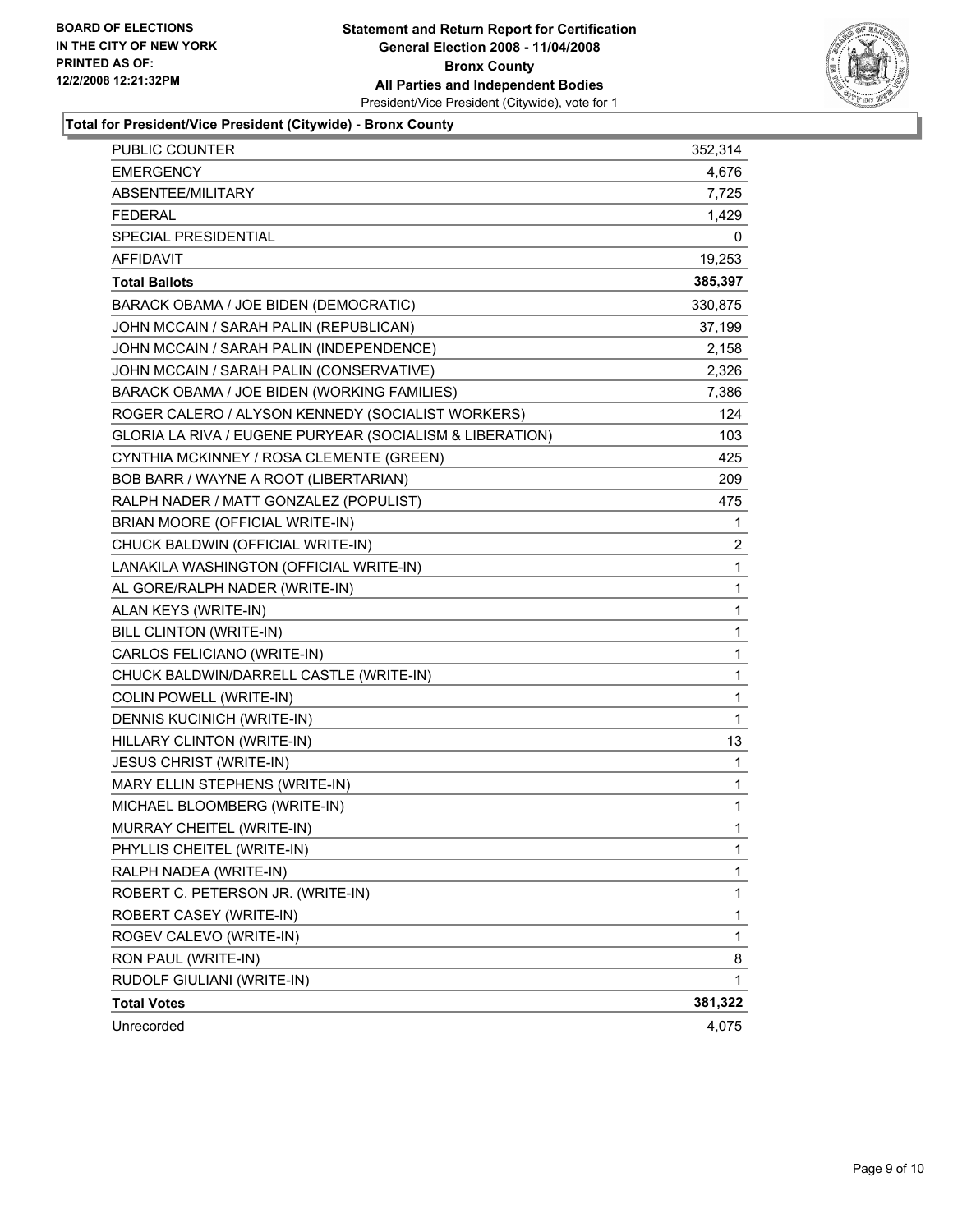**BOARD OF ELECTIONS IN THE CITY OF NEW YORK PRINTED AS OF: 12/2/2008 12:21:32PM**

**Statement and Return Report for Certification**
**General Election 2008 - 11/04/2008**
**Bronx County**
**All Parties and Independent Bodies**
President/Vice President (Citywide), vote for 1

**Total for President/Vice President (Citywide) - Bronx County**

| | |
|---|---|
| PUBLIC COUNTER | 352,314 |
| EMERGENCY | 4,676 |
| ABSENTEE/MILITARY | 7,725 |
| FEDERAL | 1,429 |
| SPECIAL PRESIDENTIAL | 0 |
| AFFIDAVIT | 19,253 |
| **Total Ballots** | **385,397** |
| BARACK OBAMA / JOE BIDEN (DEMOCRATIC) | 330,875 |
| JOHN MCCAIN / SARAH PALIN (REPUBLICAN) | 37,199 |
| JOHN MCCAIN / SARAH PALIN (INDEPENDENCE) | 2,158 |
| JOHN MCCAIN / SARAH PALIN (CONSERVATIVE) | 2,326 |
| BARACK OBAMA / JOE BIDEN (WORKING FAMILIES) | 7,386 |
| ROGER CALERO / ALYSON KENNEDY (SOCIALIST WORKERS) | 124 |
| GLORIA LA RIVA / EUGENE PURYEAR (SOCIALISM & LIBERATION) | 103 |
| CYNTHIA MCKINNEY / ROSA CLEMENTE (GREEN) | 425 |
| BOB BARR / WAYNE A ROOT (LIBERTARIAN) | 209 |
| RALPH NADER / MATT GONZALEZ (POPULIST) | 475 |
| BRIAN MOORE (OFFICIAL WRITE-IN) | 1 |
| CHUCK BALDWIN (OFFICIAL WRITE-IN) | 2 |
| LANAKILA WASHINGTON (OFFICIAL WRITE-IN) | 1 |
| AL GORE/RALPH NADER (WRITE-IN) | 1 |
| ALAN KEYS (WRITE-IN) | 1 |
| BILL CLINTON (WRITE-IN) | 1 |
| CARLOS FELICIANO (WRITE-IN) | 1 |
| CHUCK BALDWIN/DARRELL CASTLE (WRITE-IN) | 1 |
| COLIN POWELL (WRITE-IN) | 1 |
| DENNIS KUCINICH (WRITE-IN) | 1 |
| HILLARY CLINTON (WRITE-IN) | 13 |
| JESUS CHRIST (WRITE-IN) | 1 |
| MARY ELLIN STEPHENS (WRITE-IN) | 1 |
| MICHAEL BLOOMBERG (WRITE-IN) | 1 |
| MURRAY CHEITEL (WRITE-IN) | 1 |
| PHYLLIS CHEITEL (WRITE-IN) | 1 |
| RALPH NADEA (WRITE-IN) | 1 |
| ROBERT C. PETERSON JR. (WRITE-IN) | 1 |
| ROBERT CASEY (WRITE-IN) | 1 |
| ROGEV CALEVO (WRITE-IN) | 1 |
| RON PAUL (WRITE-IN) | 8 |
| RUDOLF GIULIANI (WRITE-IN) | 1 |
| **Total Votes** | **381,322** |
| Unrecorded | 4,075 |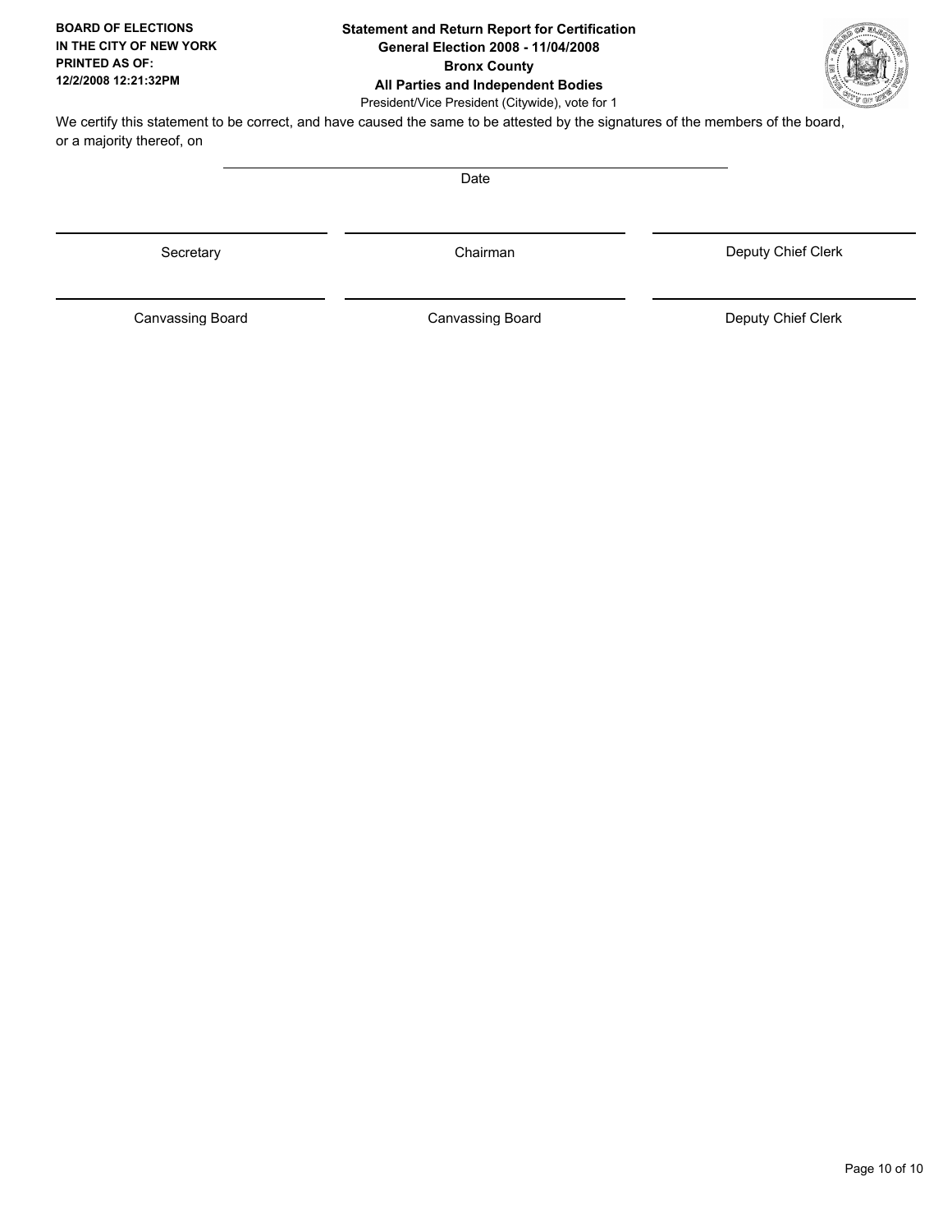**BOARD OF ELECTIONS IN THE CITY OF NEW YORK PRINTED AS OF: 12/2/2008 12:21:32PM**

**Statement and Return Report for Certification**
**General Election 2008 - 11/04/2008**
**Bronx County**
**All Parties and Independent Bodies**
President/Vice President (Citywide), vote for 1

We certify this statement to be correct, and have caused the same to be attested by the signatures of the members of the board, or a majority thereof, on

\_\_\_\_\_\_\_\_\_\_\_\_\_\_\_\_\_\_\_\_\_\_\_\_\_\_\_\_\_\_\_\_\_\_\_\_\_\_\_\_
Date

| | | |
|---|---|---|
| Secretary | Chairman | Deputy Chief Clerk |
| Canvassing Board | Canvassing Board | Deputy Chief Clerk |